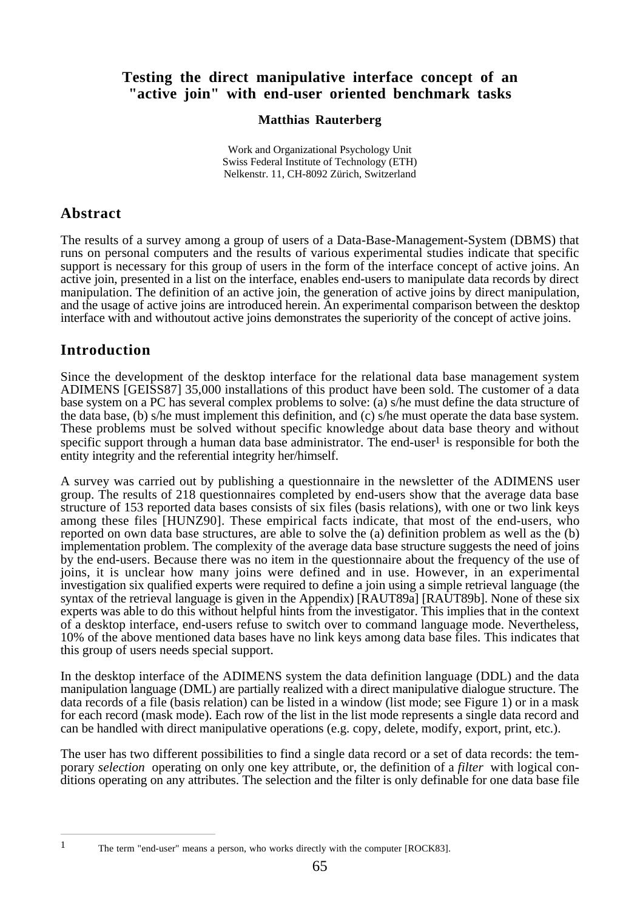# Testing the direct manipulative interface concept of an "active join" with end-user oriented benchmark tasks

**Matthias Rauterberg**

Work and Organizational Psychology Unit
Swiss Federal Institute of Technology (ETH)
Nelkenstr. 11, CH-8092 Zürich, Switzerland

## Abstract

The results of a survey among a group of users of a Data-Base-Management-System (DBMS) that runs on personal computers and the results of various experimental studies indicate that specific support is necessary for this group of users in the form of the interface concept of active joins. An active join, presented in a list on the interface, enables end-users to manipulate data records by direct manipulation. The definition of an active join, the generation of active joins by direct manipulation, and the usage of active joins are introduced herein. An experimental comparison between the desktop interface with and withoutout active joins demonstrates the superiority of the concept of active joins.

## Introduction

Since the development of the desktop interface for the relational data base management system ADIMENS [GEISS87] 35,000 installations of this product have been sold. The customer of a data base system on a PC has several complex problems to solve: (a) s/he must define the data structure of the data base, (b) s/he must implement this definition, and (c) s/he must operate the data base system. These problems must be solved without specific knowledge about data base theory and without specific support through a human data base administrator. The end-user[1] is responsible for both the entity integrity and the referential integrity her/himself.

A survey was carried out by publishing a questionnaire in the newsletter of the ADIMENS user group. The results of 218 questionnaires completed by end-users show that the average data base structure of 153 reported data bases consists of six files (basis relations), with one or two link keys among these files [HUNZ90]. These empirical facts indicate, that most of the end-users, who reported on own data base structures, are able to solve the (a) definition problem as well as the (b) implementation problem. The complexity of the average data base structure suggests the need of joins by the end-users. Because there was no item in the questionnaire about the frequency of the use of joins, it is unclear how many joins were defined and in use. However, in an experimental investigation six qualified experts were required to define a join using a simple retrieval language (the syntax of the retrieval language is given in the Appendix) [RAUT89a] [RAUT89b]. None of these six experts was able to do this without helpful hints from the investigator. This implies that in the context of a desktop interface, end-users refuse to switch over to command language mode. Nevertheless, 10% of the above mentioned data bases have no link keys among data base files. This indicates that this group of users needs special support.

In the desktop interface of the ADIMENS system the data definition language (DDL) and the data manipulation language (DML) are partially realized with a direct manipulative dialogue structure. The data records of a file (basis relation) can be listed in a window (list mode; see Figure 1) or in a mask for each record (mask mode). Each row of the list in the list mode represents a single data record and can be handled with direct manipulative operations (e.g. copy, delete, modify, export, print, etc.).

The user has two different possibilities to find a single data record or a set of data records: the temporary *selection* operating on only one key attribute, or, the definition of a *filter* with logical conditions operating on any attributes. The selection and the filter is only definable for one data base file

---

[1] The term "end-user" means a person, who works directly with the computer [ROCK83].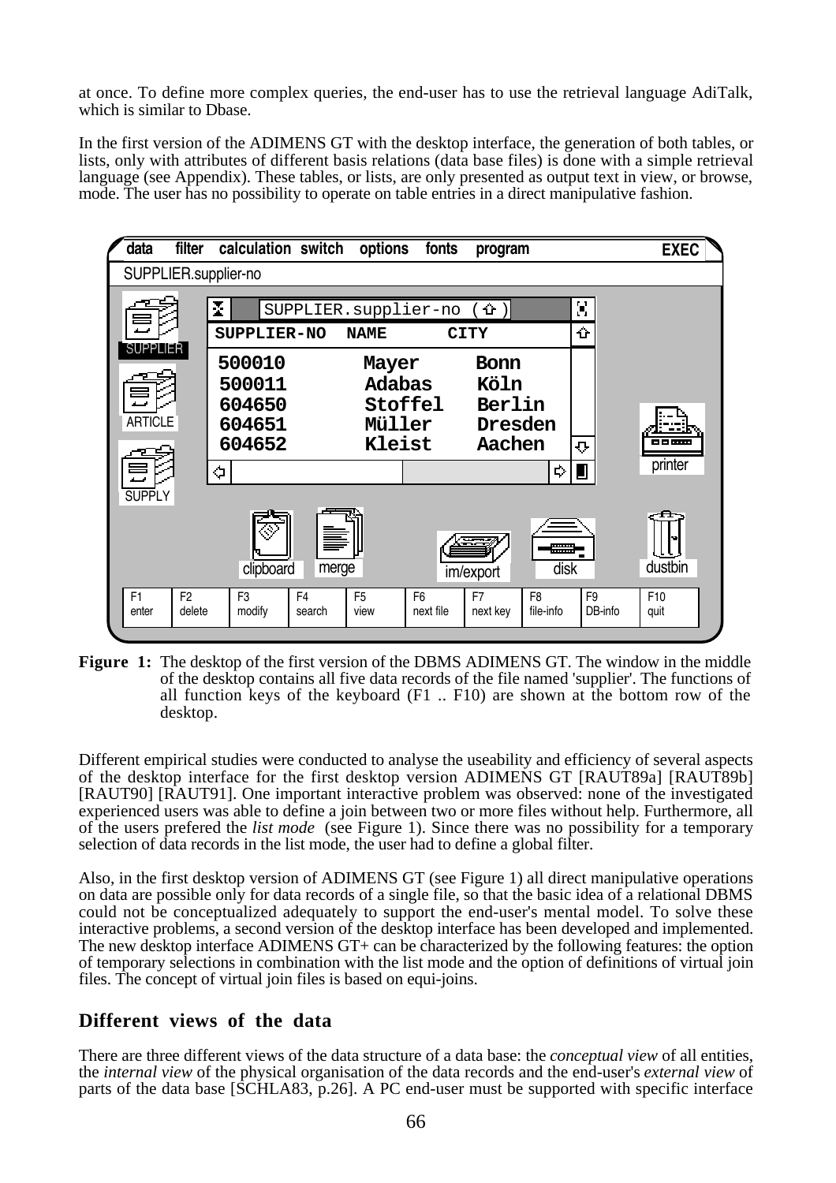at once. To define more complex queries, the end-user has to use the retrieval language AdiTalk, which is similar to Dbase.

In the first version of the ADIMENS GT with the desktop interface, the generation of both tables, or lists, only with attributes of different basis relations (data base files) is done with a simple retrieval language (see Appendix). These tables, or lists, are only presented as output text in view, or browse, mode. The user has no possibility to operate on table entries in a direct manipulative fashion.

**Figure 1:** The desktop of the first version of the DBMS ADIMENS GT. The window in the middle of the desktop contains all five data records of the file named 'supplier'. The functions of all function keys of the keyboard (F1 .. F10) are shown at the bottom row of the desktop.

Different empirical studies were conducted to analyse the useability and efficiency of several aspects of the desktop interface for the first desktop version ADIMENS GT [RAUT89a] [RAUT89b] [RAUT90] [RAUT91]. One important interactive problem was observed: none of the investigated experienced users was able to define a join between two or more files without help. Furthermore, all of the users prefered the *list mode* (see Figure 1). Since there was no possibility for a temporary selection of data records in the list mode, the user had to define a global filter.

Also, in the first desktop version of ADIMENS GT (see Figure 1) all direct manipulative operations on data are possible only for data records of a single file, so that the basic idea of a relational DBMS could not be conceptualized adequately to support the end-user's mental model. To solve these interactive problems, a second version of the desktop interface has been developed and implemented. The new desktop interface ADIMENS GT+ can be characterized by the following features: the option of temporary selections in combination with the list mode and the option of definitions of virtual join files. The concept of virtual join files is based on equi-joins.

## Different views of the data

There are three different views of the data structure of a data base: the *conceptual view* of all entities, the *internal view* of the physical organisation of the data records and the end-user's *external view* of parts of the data base [SCHLA83, p.26]. A PC end-user must be supported with specific interface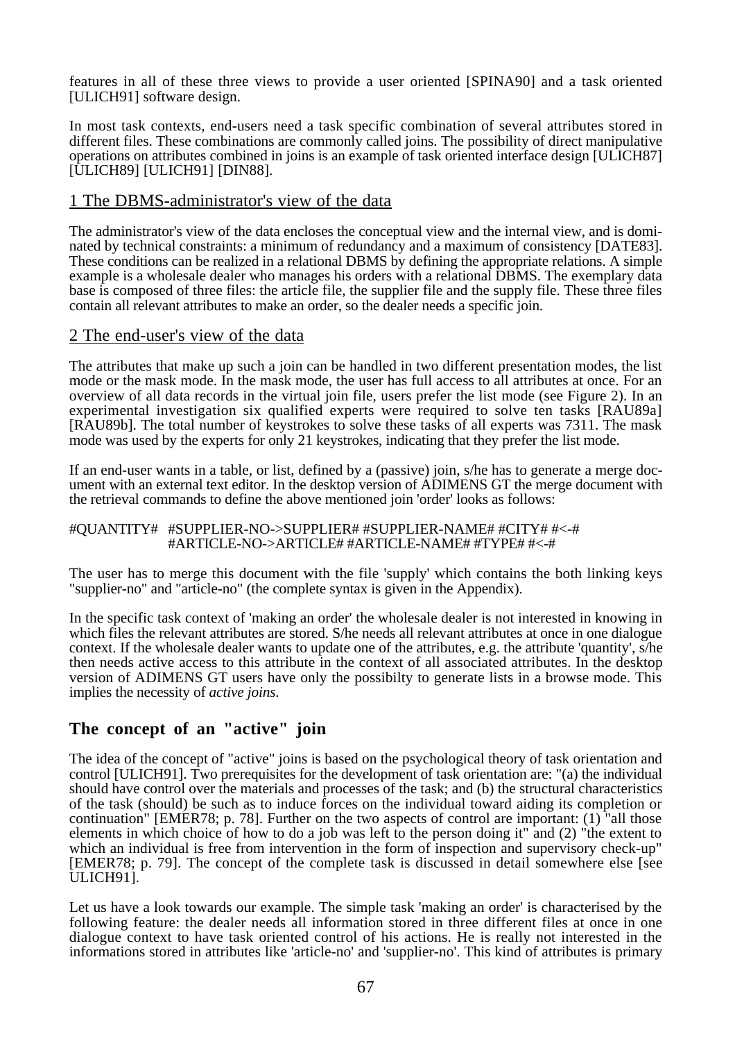features in all of these three views to provide a user oriented [SPINA90] and a task oriented [ULICH91] software design.

In most task contexts, end-users need a task specific combination of several attributes stored in different files. These combinations are commonly called joins. The possibility of direct manipulative operations on attributes combined in joins is an example of task oriented interface design [ULICH87] [ULICH89] [ULICH91] [DIN88].

## 1 The DBMS-administrator's view of the data

The administrator's view of the data encloses the conceptual view and the internal view, and is dominated by technical constraints: a minimum of redundancy and a maximum of consistency [DATE83]. These conditions can be realized in a relational DBMS by defining the appropriate relations. A simple example is a wholesale dealer who manages his orders with a relational DBMS. The exemplary data base is composed of three files: the article file, the supplier file and the supply file. These three files contain all relevant attributes to make an order, so the dealer needs a specific join.

## 2 The end-user's view of the data

The attributes that make up such a join can be handled in two different presentation modes, the list mode or the mask mode. In the mask mode, the user has full access to all attributes at once. For an overview of all data records in the virtual join file, users prefer the list mode (see Figure 2). In an experimental investigation six qualified experts were required to solve ten tasks [RAU89a] [RAU89b]. The total number of keystrokes to solve these tasks of all experts was 7311. The mask mode was used by the experts for only 21 keystrokes, indicating that they prefer the list mode.

If an end-user wants in a table, or list, defined by a (passive) join, s/he has to generate a merge document with an external text editor. In the desktop version of ADIMENS GT the merge document with the retrieval commands to define the above mentioned join 'order' looks as follows:

```
#QUANTITY#  #SUPPLIER-NO->SUPPLIER# #SUPPLIER-NAME# #CITY# #<-#
            #ARTICLE-NO->ARTICLE# #ARTICLE-NAME# #TYPE# #<-#
```

The user has to merge this document with the file 'supply' which contains the both linking keys "supplier-no" and "article-no" (the complete syntax is given in the Appendix).

In the specific task context of 'making an order' the wholesale dealer is not interested in knowing in which files the relevant attributes are stored. S/he needs all relevant attributes at once in one dialogue context. If the wholesale dealer wants to update one of the attributes, e.g. the attribute 'quantity', s/he then needs active access to this attribute in the context of all associated attributes. In the desktop version of ADIMENS GT users have only the possibilty to generate lists in a browse mode. This implies the necessity of *active joins*.

# The concept of an "active" join

The idea of the concept of "active" joins is based on the psychological theory of task orientation and control [ULICH91]. Two prerequisites for the development of task orientation are: "(a) the individual should have control over the materials and processes of the task; and (b) the structural characteristics of the task (should) be such as to induce forces on the individual toward aiding its completion or continuation" [EMER78; p. 78]. Further on the two aspects of control are important: (1) "all those elements in which choice of how to do a job was left to the person doing it" and (2) "the extent to which an individual is free from intervention in the form of inspection and supervisory check-up" [EMER78; p. 79]. The concept of the complete task is discussed in detail somewhere else [see ULICH91].

Let us have a look towards our example. The simple task 'making an order' is characterised by the following feature: the dealer needs all information stored in three different files at once in one dialogue context to have task oriented control of his actions. He is really not interested in the informations stored in attributes like 'article-no' and 'supplier-no'. This kind of attributes is primary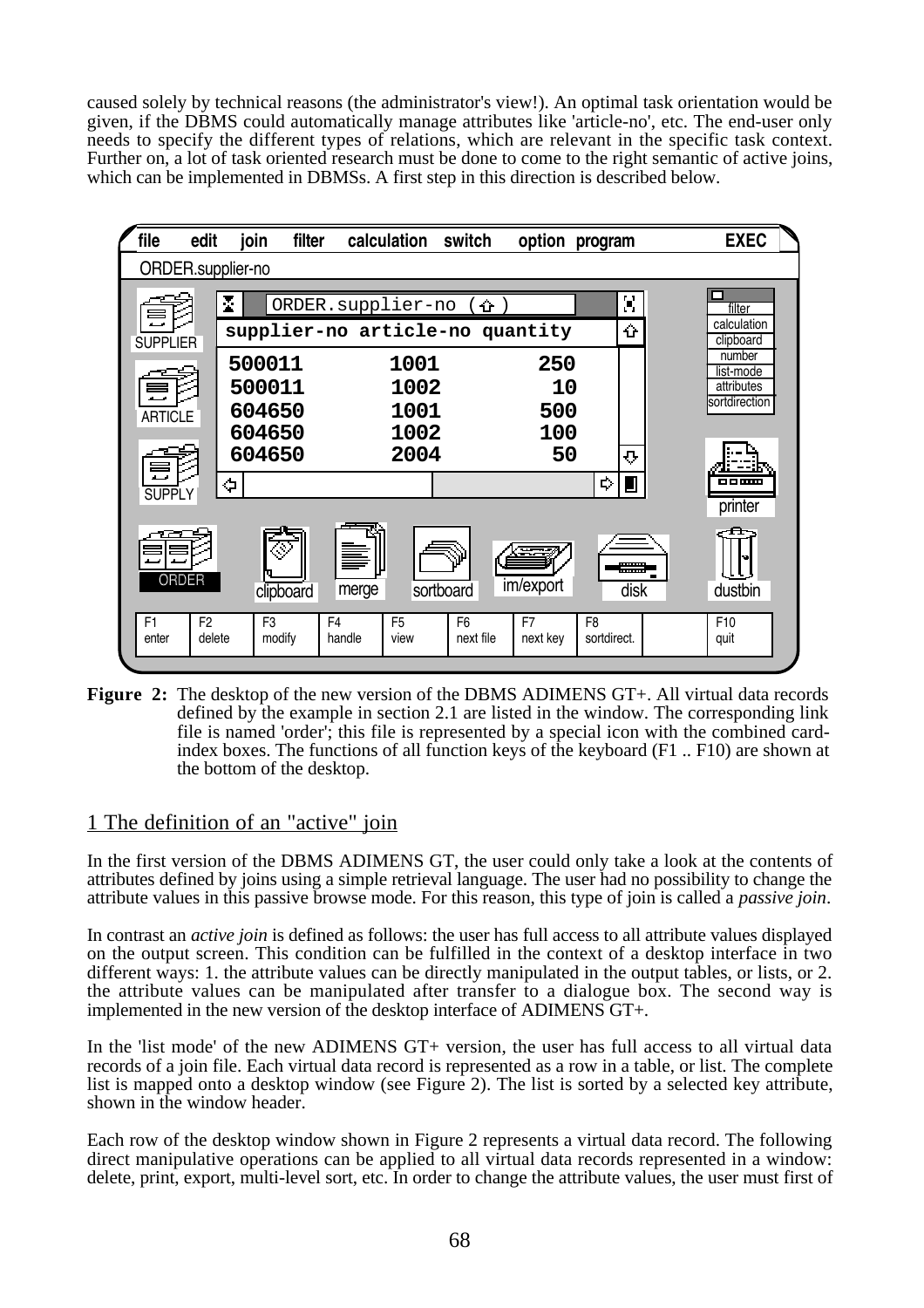caused solely by technical reasons (the administrator's view!). An optimal task orientation would be given, if the DBMS could automatically manage attributes like 'article-no', etc. The end-user only needs to specify the different types of relations, which are relevant in the specific task context. Further on, a lot of task oriented research must be done to come to the right semantic of active joins, which can be implemented in DBMSs. A first step in this direction is described below.

**Figure 2:** The desktop of the new version of the DBMS ADIMENS GT+. All virtual data records defined by the example in section 2.1 are listed in the window. The corresponding link file is named 'order'; this file is represented by a special icon with the combined card-index boxes. The functions of all function keys of the keyboard (F1 .. F10) are shown at the bottom of the desktop.

## 1 The definition of an "active" join

In the first version of the DBMS ADIMENS GT, the user could only take a look at the contents of attributes defined by joins using a simple retrieval language. The user had no possibility to change the attribute values in this passive browse mode. For this reason, this type of join is called a *passive join*.

In contrast an *active join* is defined as follows: the user has full access to all attribute values displayed on the output screen. This condition can be fulfilled in the context of a desktop interface in two different ways: 1. the attribute values can be directly manipulated in the output tables, or lists, or 2. the attribute values can be manipulated after transfer to a dialogue box. The second way is implemented in the new version of the desktop interface of ADIMENS GT+.

In the 'list mode' of the new ADIMENS GT+ version, the user has full access to all virtual data records of a join file. Each virtual data record is represented as a row in a table, or list. The complete list is mapped onto a desktop window (see Figure 2). The list is sorted by a selected key attribute, shown in the window header.

Each row of the desktop window shown in Figure 2 represents a virtual data record. The following direct manipulative operations can be applied to all virtual data records represented in a window: delete, print, export, multi-level sort, etc. In order to change the attribute values, the user must first of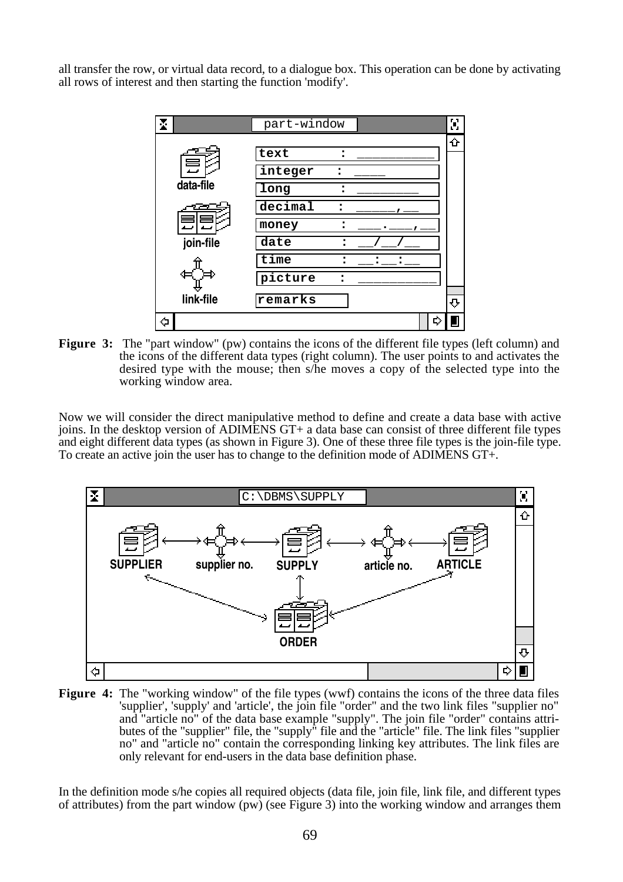all transfer the row, or virtual data record, to a dialogue box. This operation can be done by activating all rows of interest and then starting the function 'modify'.

**Figure 3:** The "part window" (pw) contains the icons of the different file types (left column) and the icons of the different data types (right column). The user points to and activates the desired type with the mouse; then s/he moves a copy of the selected type into the working window area.

Now we will consider the direct manipulative method to define and create a data base with active joins. In the desktop version of ADIMENS GT+ a data base can consist of three different file types and eight different data types (as shown in Figure 3). One of these three file types is the join-file type. To create an active join the user has to change to the definition mode of ADIMENS GT+.

**Figure 4:** The "working window" of the file types (wwf) contains the icons of the three data files 'supplier', 'supply' and 'article', the join file "order" and the two link files "supplier no" and "article no" of the data base example "supply". The join file "order" contains attributes of the "supplier" file, the "supply" file and the "article" file. The link files "supplier no" and "article no" contain the corresponding linking key attributes. The link files are only relevant for end-users in the data base definition phase.

In the definition mode s/he copies all required objects (data file, join file, link file, and different types of attributes) from the part window (pw) (see Figure 3) into the working window and arranges them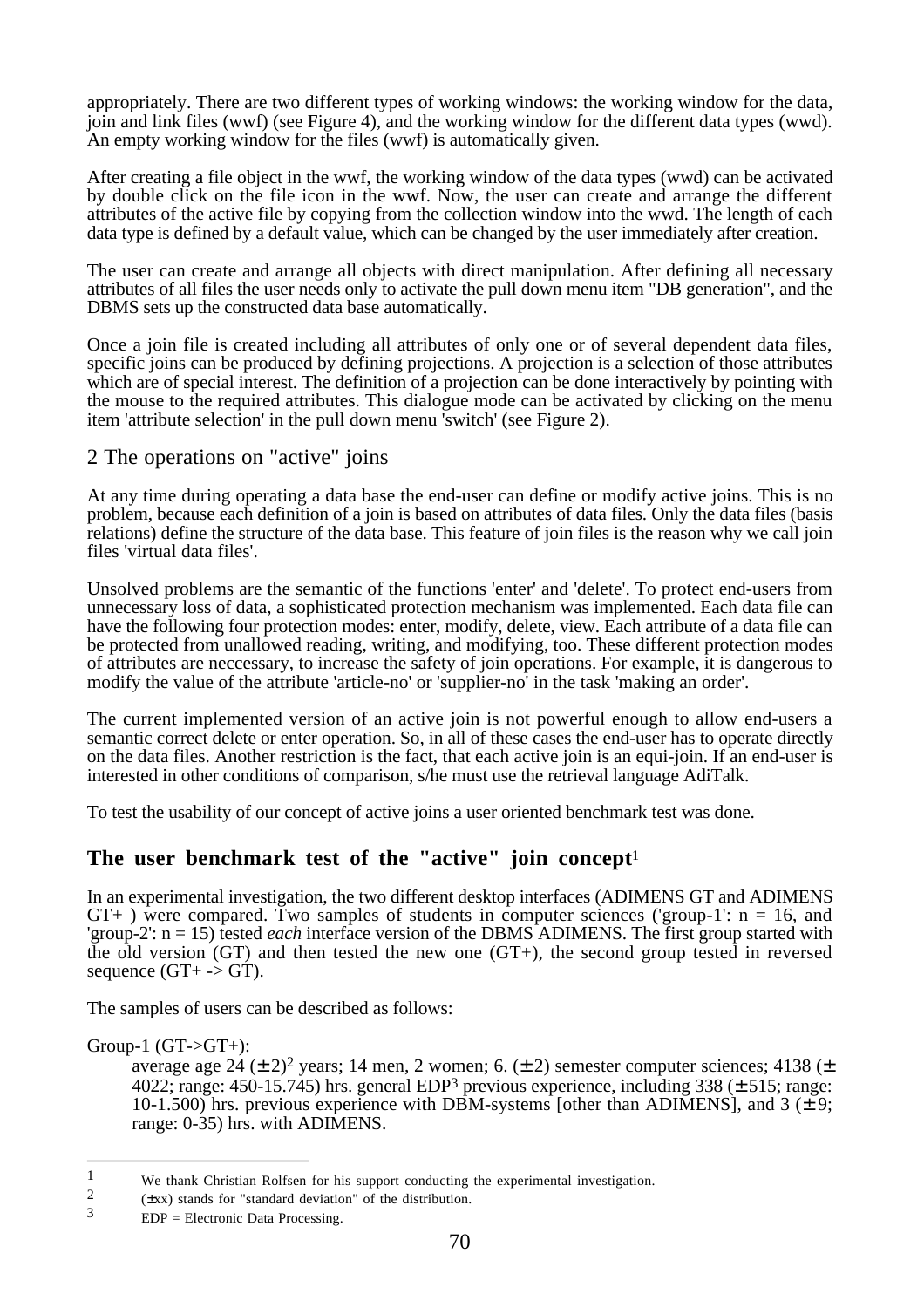appropriately. There are two different types of working windows: the working window for the data, join and link files (wwf) (see Figure 4), and the working window for the different data types (wwd). An empty working window for the files (wwf) is automatically given.

After creating a file object in the wwf, the working window of the data types (wwd) can be activated by double click on the file icon in the wwf. Now, the user can create and arrange the different attributes of the active file by copying from the collection window into the wwd. The length of each data type is defined by a default value, which can be changed by the user immediately after creation.

The user can create and arrange all objects with direct manipulation. After defining all necessary attributes of all files the user needs only to activate the pull down menu item "DB generation", and the DBMS sets up the constructed data base automatically.

Once a join file is created including all attributes of only one or of several dependent data files, specific joins can be produced by defining projections. A projection is a selection of those attributes which are of special interest. The definition of a projection can be done interactively by pointing with the mouse to the required attributes. This dialogue mode can be activated by clicking on the menu item 'attribute selection' in the pull down menu 'switch' (see Figure 2).

## 2 The operations on "active" joins

At any time during operating a data base the end-user can define or modify active joins. This is no problem, because each definition of a join is based on attributes of data files. Only the data files (basis relations) define the structure of the data base. This feature of join files is the reason why we call join files 'virtual data files'.

Unsolved problems are the semantic of the functions 'enter' and 'delete'. To protect end-users from unnecessary loss of data, a sophisticated protection mechanism was implemented. Each data file can have the following four protection modes: enter, modify, delete, view. Each attribute of a data file can be protected from unallowed reading, writing, and modifying, too. These different protection modes of attributes are neccessary, to increase the safety of join operations. For example, it is dangerous to modify the value of the attribute 'article-no' or 'supplier-no' in the task 'making an order'.

The current implemented version of an active join is not powerful enough to allow end-users a semantic correct delete or enter operation. So, in all of these cases the end-user has to operate directly on the data files. Another restriction is the fact, that each active join is an equi-join. If an end-user is interested in other conditions of comparison, s/he must use the retrieval language AdiTalk.

To test the usability of our concept of active joins a user oriented benchmark test was done.

## The user benchmark test of the "active" join concept[1]

In an experimental investigation, the two different desktop interfaces (ADIMENS GT and ADIMENS GT+ ) were compared. Two samples of students in computer sciences ('group-1': n = 16, and 'group-2': n = 15) tested *each* interface version of the DBMS ADIMENS. The first group started with the old version (GT) and then tested the new one (GT+), the second group tested in reversed sequence (GT+ -> GT).

The samples of users can be described as follows:

Group-1 (GT->GT+):

average age 24 (± 2)[2] years; 14 men, 2 women; 6. (± 2) semester computer sciences; 4138 (± 4022; range: 450-15.745) hrs. general EDP[3] previous experience, including 338 (± 515; range: 10-1.500) hrs. previous experience with DBM-systems [other than ADIMENS], and 3 (± 9; range: 0-35) hrs. with ADIMENS.

---

[1] We thank Christian Rolfsen for his support conducting the experimental investigation.

[2] (±xx) stands for "standard deviation" of the distribution.

[3] EDP = Electronic Data Processing.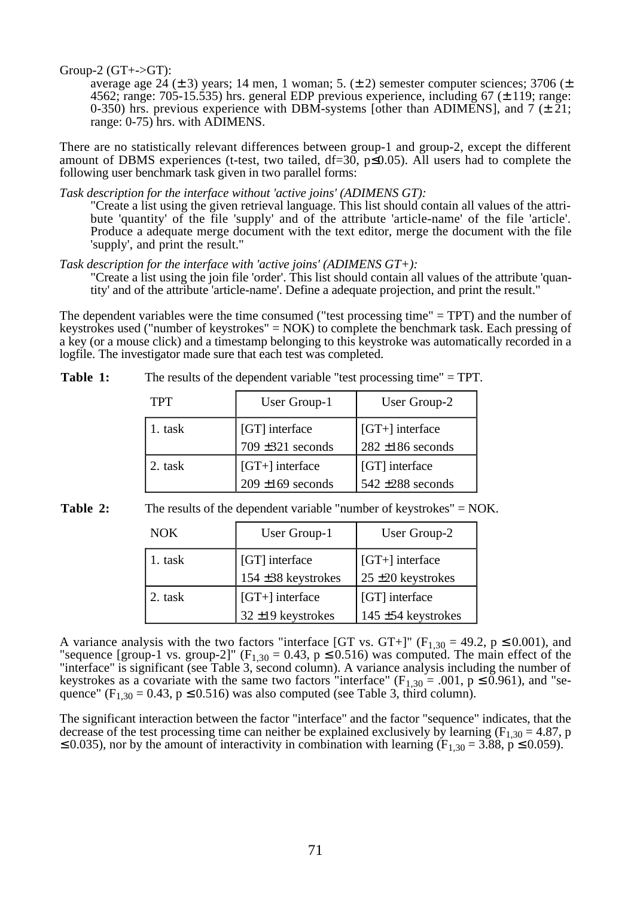Group-2 (GT+->GT):

average age 24 (± 3) years; 14 men, 1 woman; 5. (± 2) semester computer sciences; 3706 (± 4562; range: 705-15.535) hrs. general EDP previous experience, including 67 (± 119; range: 0-350) hrs. previous experience with DBM-systems [other than ADIMENS], and 7 (± 21; range: 0-75) hrs. with ADIMENS.

There are no statistically relevant differences between group-1 and group-2, except the different amount of DBMS experiences (t-test, two tailed, df=30, $p \leq 0.05$). All users had to complete the following user benchmark task given in two parallel forms:

*Task description for the interface without 'active joins' (ADIMENS GT):*

"Create a list using the given retrieval language. This list should contain all values of the attribute 'quantity' of the file 'supply' and of the attribute 'article-name' of the file 'article'. Produce a adequate merge document with the text editor, merge the document with the file 'supply', and print the result."

*Task description for the interface with 'active joins' (ADIMENS GT+):*

"Create a list using the join file 'order'. This list should contain all values of the attribute 'quantity' and of the attribute 'article-name'. Define a adequate projection, and print the result."

The dependent variables were the time consumed ("test processing time" = TPT) and the number of keystrokes used ("number of keystrokes" = NOK) to complete the benchmark task. Each pressing of a key (or a mouse click) and a timestamp belonging to this keystroke was automatically recorded in a logfile. The investigator made sure that each test was completed.

**Table 1:** The results of the dependent variable "test processing time" = TPT.

| TPT | User Group-1 | User Group-2 |
|---|---|---|
| 1. task | [GT] interface<br>709 ±321 seconds | [GT+] interface<br>282 ±186 seconds |
| 2. task | [GT+] interface<br>209 ±169 seconds | [GT] interface<br>542 ±288 seconds |

**Table 2:** The results of the dependent variable "number of keystrokes" = NOK.

| NOK | User Group-1 | User Group-2 |
|---|---|---|
| 1. task | [GT] interface<br>154 ±38 keystrokes | [GT+] interface<br>25 ±20 keystrokes |
| 2. task | [GT+] interface<br>32 ±19 keystrokes | [GT] interface<br>145 ±54 keystrokes |

A variance analysis with the two factors "interface [GT vs. GT+]" ($F_{1,30} = 49.2$, $p \leq 0.001$), and "sequence [group-1 vs. group-2]" ($F_{1,30} = 0.43$, $p \leq 0.516$) was computed. The main effect of the "interface" is significant (see Table 3, second column). A variance analysis including the number of keystrokes as a covariate with the same two factors "interface" ($F_{1,30} = .001$, $p \leq 0.961$), and "sequence" ($F_{1,30} = 0.43$, $p \leq 0.516$) was also computed (see Table 3, third column).

The significant interaction between the factor "interface" and the factor "sequence" indicates, that the decrease of the test processing time can neither be explained exclusively by learning ($F_{1,30} = 4.87$, $p \leq 0.035$), nor by the amount of interactivity in combination with learning ($F_{1,30} = 3.88$, $p \leq 0.059$).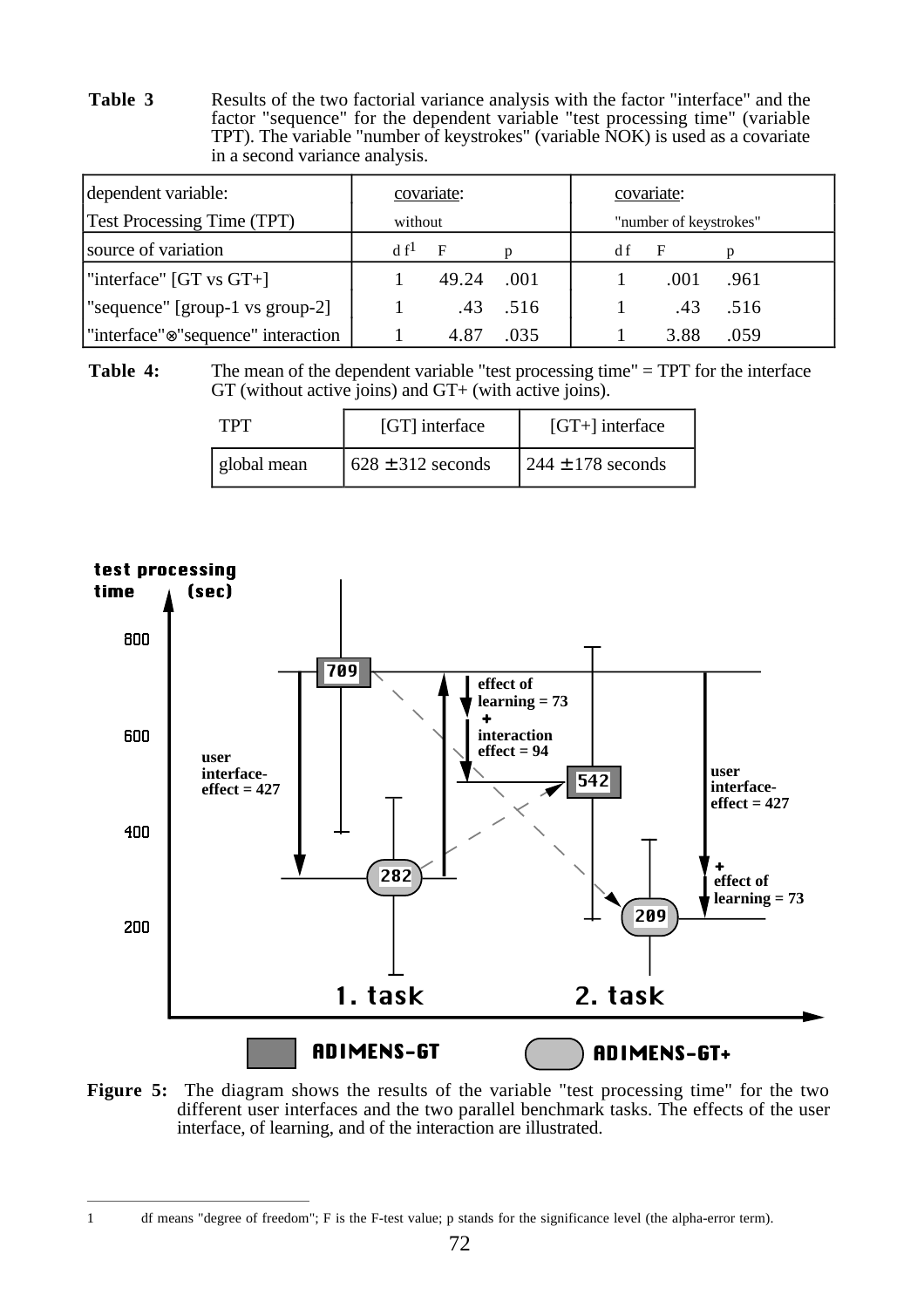**Table 3** Results of the two factorial variance analysis with the factor "interface" and the factor "sequence" for the dependent variable "test processing time" (variable TPT). The variable "number of keystrokes" (variable NOK) is used as a covariate in a second variance analysis.

| dependent variable: Test Processing Time (TPT) | covariate: without | | | covariate: "number of keystrokes" | | |
|---|---|---|---|---|---|---|
| source of variation | d f[1] | F | p | d f | F | p |
| "interface" [GT vs GT+] | 1 | 49.24 | .001 | 1 | .001 | .961 |
| "sequence" [group-1 vs group-2] | 1 | .43 | .516 | 1 | .43 | .516 |
| "interface"⊗"sequence" interaction | 1 | 4.87 | .035 | 1 | 3.88 | .059 |

**Table 4:** The mean of the dependent variable "test processing time" = TPT for the interface GT (without active joins) and GT+ (with active joins).

| TPT | [GT] interface | [GT+] interface |
|---|---|---|
| global mean | 628 ± 312 seconds | 244 ± 178 seconds |

**Figure 5:** The diagram shows the results of the variable "test processing time" for the two different user interfaces and the two parallel benchmark tasks. The effects of the user interface, of learning, and of the interaction are illustrated.

---

1 df means "degree of freedom"; F is the F-test value; p stands for the significance level (the alpha-error term).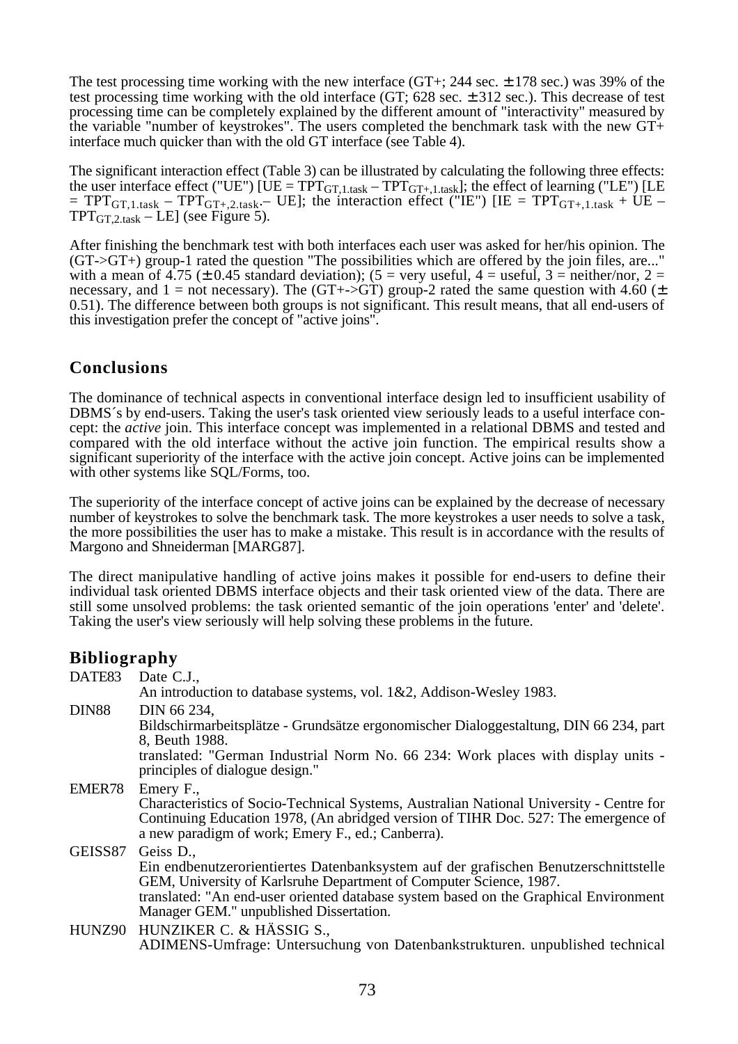The test processing time working with the new interface (GT+; 244 sec. ± 178 sec.) was 39% of the test processing time working with the old interface (GT; 628 sec. ± 312 sec.). This decrease of test processing time can be completely explained by the different amount of "interactivity" measured by the variable "number of keystrokes". The users completed the benchmark task with the new GT+ interface much quicker than with the old GT interface (see Table 4).

The significant interaction effect (Table 3) can be illustrated by calculating the following three effects: the user interface effect ("UE") [UE = $TPT_{GT,1.task} - TPT_{GT+,1.task}$]; the effect of learning ("LE") [LE = $TPT_{GT,1.task} - TPT_{GT+,2.task}$.– UE]; the interaction effect ("IE") [IE = $TPT_{GT+,1.task}$ + UE – $TPT_{GT,2.task}$ – LE] (see Figure 5).

After finishing the benchmark test with both interfaces each user was asked for her/his opinion. The (GT->GT+) group-1 rated the question "The possibilities which are offered by the join files, are..." with a mean of 4.75 (± 0.45 standard deviation); (5 = very useful, 4 = useful, 3 = neither/nor, 2 = necessary, and 1 = not necessary). The (GT+->GT) group-2 rated the same question with 4.60 (± 0.51). The difference between both groups is not significant. This result means, that all end-users of this investigation prefer the concept of "active joins".

## Conclusions

The dominance of technical aspects in conventional interface design led to insufficient usability of DBMS´s by end-users. Taking the user's task oriented view seriously leads to a useful interface concept: the *active* join. This interface concept was implemented in a relational DBMS and tested and compared with the old interface without the active join function. The empirical results show a significant superiority of the interface with the active join concept. Active joins can be implemented with other systems like SQL/Forms, too.

The superiority of the interface concept of active joins can be explained by the decrease of necessary number of keystrokes to solve the benchmark task. The more keystrokes a user needs to solve a task, the more possibilities the user has to make a mistake. This result is in accordance with the results of Margono and Shneiderman [MARG87].

The direct manipulative handling of active joins makes it possible for end-users to define their individual task oriented DBMS interface objects and their task oriented view of the data. There are still some unsolved problems: the task oriented semantic of the join operations 'enter' and 'delete'. Taking the user's view seriously will help solving these problems in the future.

## Bibliography

DATE83 Date C.J.,
An introduction to database systems, vol. 1&2, Addison-Wesley 1983.

DIN88 DIN 66 234,
Bildschirmarbeitsplätze - Grundsätze ergonomischer Dialoggestaltung, DIN 66 234, part 8, Beuth 1988.
translated: "German Industrial Norm No. 66 234: Work places with display units - principles of dialogue design."

EMER78 Emery F.,
Characteristics of Socio-Technical Systems, Australian National University - Centre for Continuing Education 1978, (An abridged version of TIHR Doc. 527: The emergence of a new paradigm of work; Emery F., ed.; Canberra).

GEISS87 Geiss D.,
Ein endbenutzerorientiertes Datenbanksystem auf der grafischen Benutzerschnittstelle GEM, University of Karlsruhe Department of Computer Science, 1987.
translated: "An end-user oriented database system based on the Graphical Environment Manager GEM." unpublished Dissertation.

HUNZ90 HUNZIKER C. & HÄSSIG S.,
ADIMENS-Umfrage: Untersuchung von Datenbankstrukturen. unpublished technical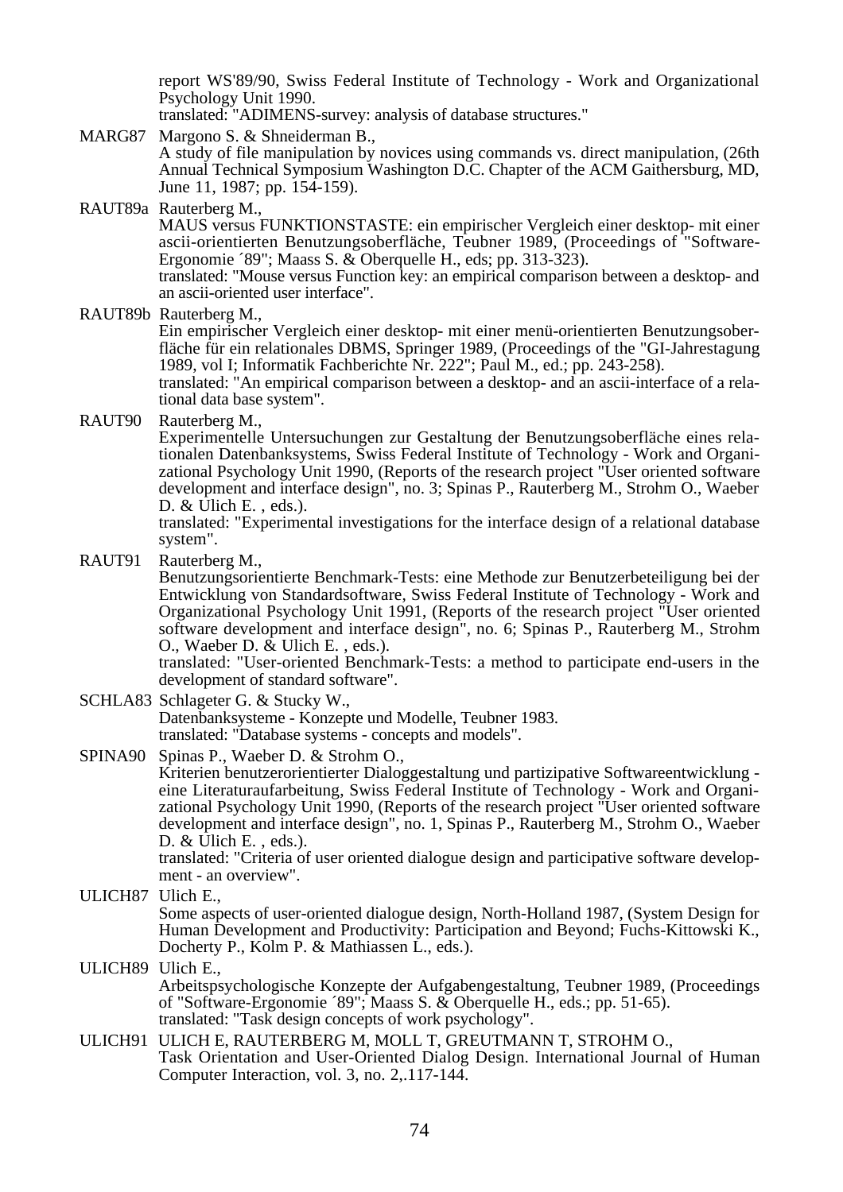report WS'89/90, Swiss Federal Institute of Technology - Work and Organizational Psychology Unit 1990.
translated: "ADIMENS-survey: analysis of database structures."

MARG87 Margono S. & Shneiderman B.,
A study of file manipulation by novices using commands vs. direct manipulation, (26th Annual Technical Symposium Washington D.C. Chapter of the ACM Gaithersburg, MD, June 11, 1987; pp. 154-159).

RAUT89a Rauterberg M.,
MAUS versus FUNKTIONSTASTE: ein empirischer Vergleich einer desktop- mit einer ascii-orientierten Benutzungsoberfläche, Teubner 1989, (Proceedings of "Software-Ergonomie ´89"; Maass S. & Oberquelle H., eds; pp. 313-323).
translated: "Mouse versus Function key: an empirical comparison between a desktop- and an ascii-oriented user interface".

RAUT89b Rauterberg M.,
Ein empirischer Vergleich einer desktop- mit einer menü-orientierten Benutzungsoberfläche für ein relationales DBMS, Springer 1989, (Proceedings of the "GI-Jahrestagung 1989, vol I; Informatik Fachberichte Nr. 222"; Paul M., ed.; pp. 243-258).
translated: "An empirical comparison between a desktop- and an ascii-interface of a relational data base system".

RAUT90 Rauterberg M.,
Experimentelle Untersuchungen zur Gestaltung der Benutzungsoberfläche eines relationalen Datenbanksystems, Swiss Federal Institute of Technology - Work and Organizational Psychology Unit 1990, (Reports of the research project "User oriented software development and interface design", no. 3; Spinas P., Rauterberg M., Strohm O., Waeber D. & Ulich E. , eds.).
translated: "Experimental investigations for the interface design of a relational database system".

RAUT91 Rauterberg M.,
Benutzungsorientierte Benchmark-Tests: eine Methode zur Benutzerbeteiligung bei der Entwicklung von Standardsoftware, Swiss Federal Institute of Technology - Work and Organizational Psychology Unit 1991, (Reports of the research project "User oriented software development and interface design", no. 6; Spinas P., Rauterberg M., Strohm O., Waeber D. & Ulich E. , eds.).
translated: "User-oriented Benchmark-Tests: a method to participate end-users in the development of standard software".

SCHLA83 Schlageter G. & Stucky W.,
Datenbanksysteme - Konzepte und Modelle, Teubner 1983.
translated: "Database systems - concepts and models".

SPINA90 Spinas P., Waeber D. & Strohm O.,
Kriterien benutzerorientierter Dialoggestaltung und partizipative Softwareentwicklung - eine Literaturaufarbeitung, Swiss Federal Institute of Technology - Work and Organizational Psychology Unit 1990, (Reports of the research project "User oriented software development and interface design", no. 1, Spinas P., Rauterberg M., Strohm O., Waeber D. & Ulich E. , eds.).
translated: "Criteria of user oriented dialogue design and participative software development - an overview".

ULICH87 Ulich E.,
Some aspects of user-oriented dialogue design, North-Holland 1987, (System Design for Human Development and Productivity: Participation and Beyond; Fuchs-Kittowski K., Docherty P., Kolm P. & Mathiassen L., eds.).

ULICH89 Ulich E.,
Arbeitspsychologische Konzepte der Aufgabengestaltung, Teubner 1989, (Proceedings of "Software-Ergonomie ´89"; Maass S. & Oberquelle H., eds.; pp. 51-65).
translated: "Task design concepts of work psychology".

ULICH91 ULICH E, RAUTERBERG M, MOLL T, GREUTMANN T, STROHM O.,
Task Orientation and User-Oriented Dialog Design. International Journal of Human Computer Interaction, vol. 3, no. 2,.117-144.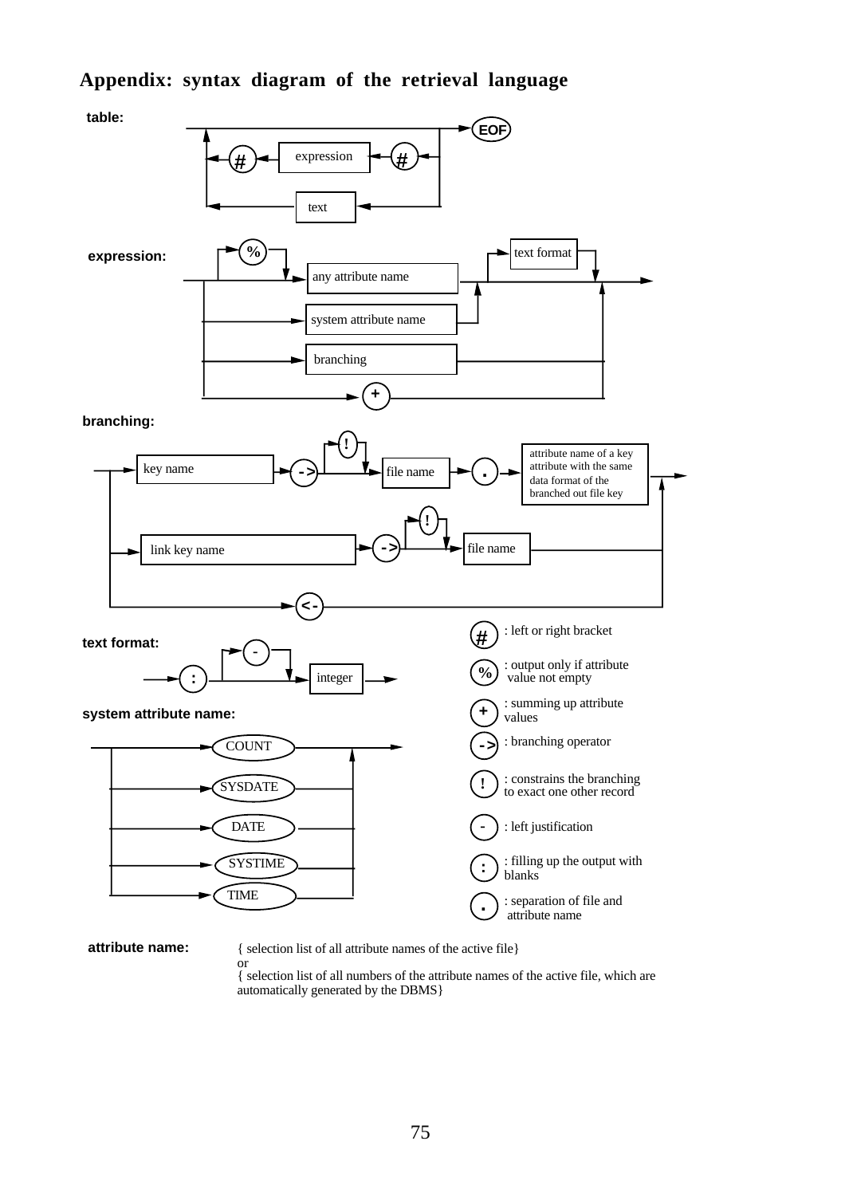## Appendix: syntax diagram of the retrieval language

**table:**

# expression # | text | EOF

**expression:**

% any attribute name | system attribute name | branching | + | text format

**branching:**

key name -> ! file name . attribute name of a key attribute with the same data format of the branched out file key

link key name -> ! file name

<-

**text format:**

: - integer

**system attribute name:**

COUNT

SYSDATE

DATE

SYSTIME

TIME

- # : left or right bracket
- % : output only if attribute value not empty
- + : summing up attribute values
- -> : branching operator
- ! : constrains the branching to exact one other record
- - : left justification
- : : filling up the output with blanks
- . : separation of file and attribute name

**attribute name:** { selection list of all attribute names of the active file}
or
{ selection list of all numbers of the attribute names of the active file, which are automatically generated by the DBMS}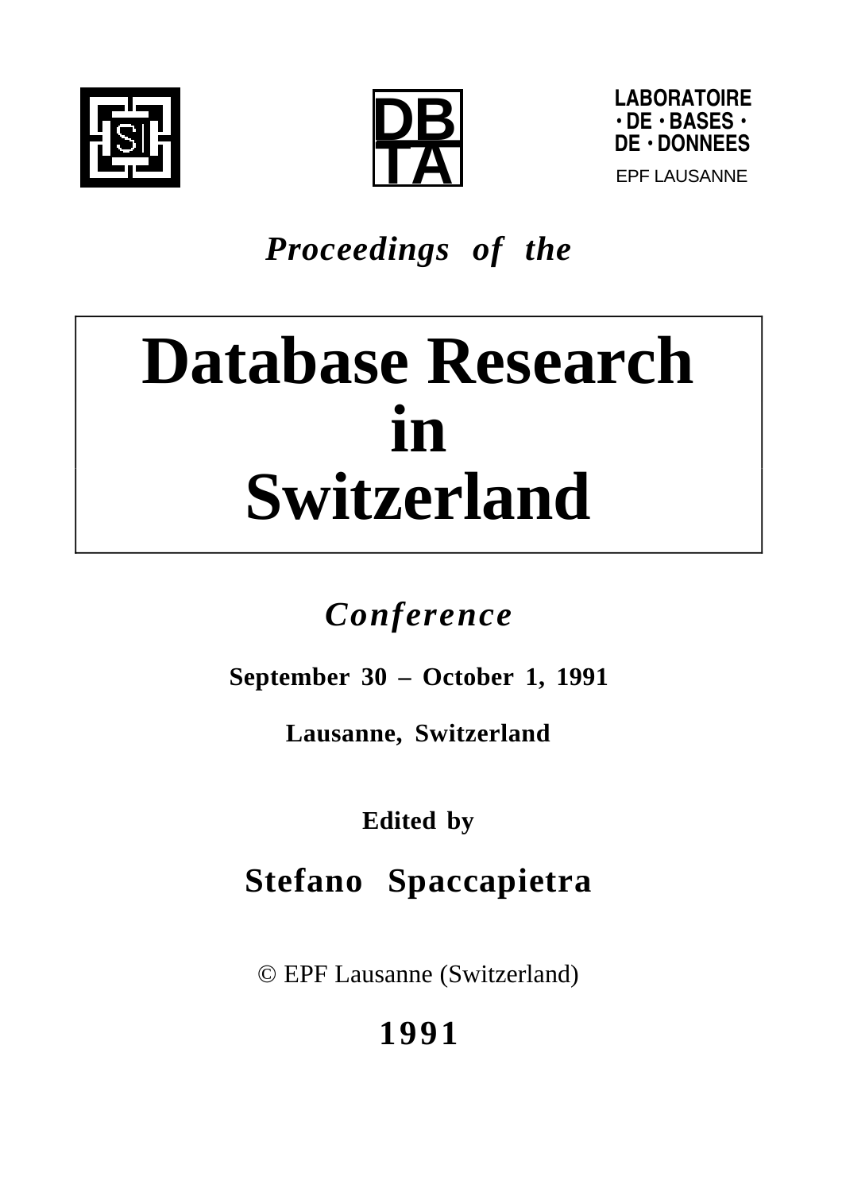LABORATOIRE
• DE • BASES •
DE • DONNEES

EPF LAUSANNE

*Proceedings of the*

# Database Research in Switzerland

*Conference*

**September 30 – October 1, 1991**

**Lausanne, Switzerland**

**Edited by**

**Stefano Spaccapietra**

© EPF Lausanne (Switzerland)

**1991**